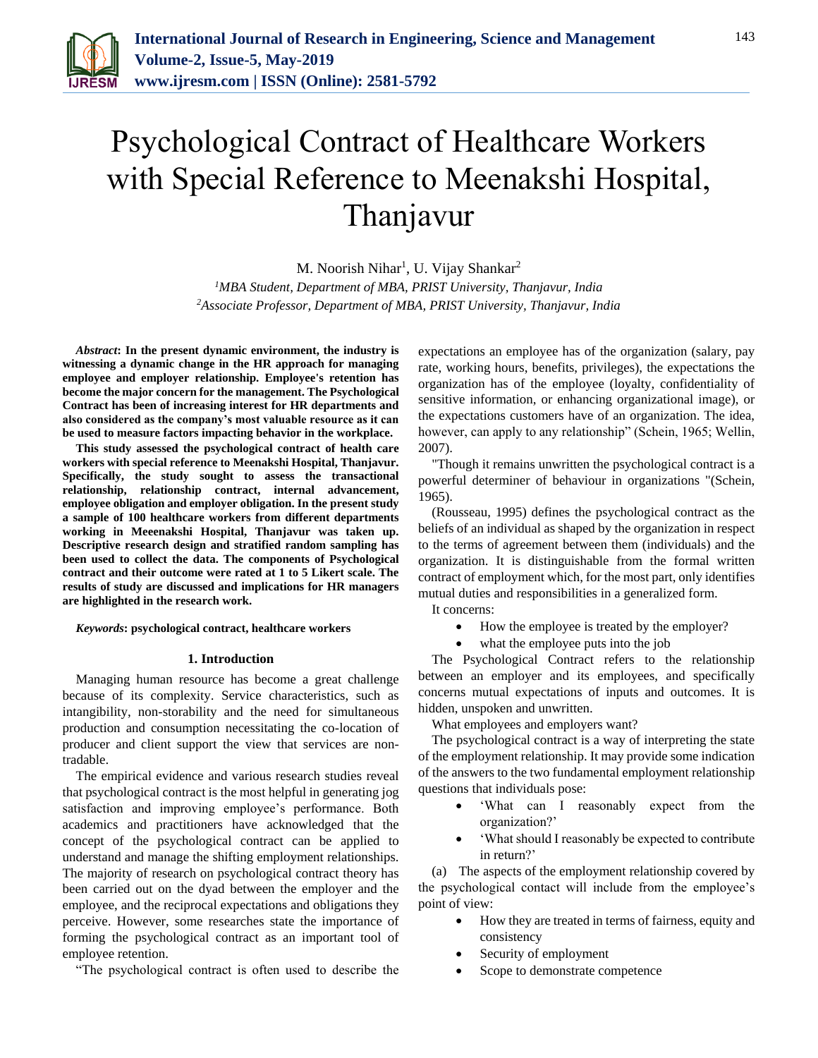# Psychological Contract of Healthcare Workers with Special Reference to Meenakshi Hospital, Thanjavur

M. Noorish Nihar[1], U. Vijay Shankar[2]

[1]*MBA Student, Department of MBA, PRIST University, Thanjavur, India*
[2]*Associate Professor, Department of MBA, PRIST University, Thanjavur, India*

***Abstract*: In the present dynamic environment, the industry is witnessing a dynamic change in the HR approach for managing employee and employer relationship. Employee's retention has become the major concern for the management. The Psychological Contract has been of increasing interest for HR departments and also considered as the company's most valuable resource as it can be used to measure factors impacting behavior in the workplace.**

**This study assessed the psychological contract of health care workers with special reference to Meenakshi Hospital, Thanjavur. Specifically, the study sought to assess the transactional relationship, relationship contract, internal advancement, employee obligation and employer obligation. In the present study a sample of 100 healthcare workers from different departments working in Meeenakshi Hospital, Thanjavur was taken up. Descriptive research design and stratified random sampling has been used to collect the data. The components of Psychological contract and their outcome were rated at 1 to 5 Likert scale. The results of study are discussed and implications for HR managers are highlighted in the research work.**

***Keywords*: psychological contract, healthcare workers**

## 1. Introduction

Managing human resource has become a great challenge because of its complexity. Service characteristics, such as intangibility, non-storability and the need for simultaneous production and consumption necessitating the co-location of producer and client support the view that services are non-tradable.

The empirical evidence and various research studies reveal that psychological contract is the most helpful in generating jog satisfaction and improving employee's performance. Both academics and practitioners have acknowledged that the concept of the psychological contract can be applied to understand and manage the shifting employment relationships. The majority of research on psychological contract theory has been carried out on the dyad between the employer and the employee, and the reciprocal expectations and obligations they perceive. However, some researches state the importance of forming the psychological contract as an important tool of employee retention.

"The psychological contract is often used to describe the expectations an employee has of the organization (salary, pay rate, working hours, benefits, privileges), the expectations the organization has of the employee (loyalty, confidentiality of sensitive information, or enhancing organizational image), or the expectations customers have of an organization. The idea, however, can apply to any relationship" (Schein, 1965; Wellin, 2007).

"Though it remains unwritten the psychological contract is a powerful determiner of behaviour in organizations "(Schein, 1965).

(Rousseau, 1995) defines the psychological contract as the beliefs of an individual as shaped by the organization in respect to the terms of agreement between them (individuals) and the organization. It is distinguishable from the formal written contract of employment which, for the most part, only identifies mutual duties and responsibilities in a generalized form.

It concerns:

- How the employee is treated by the employer?
- what the employee puts into the job

The Psychological Contract refers to the relationship between an employer and its employees, and specifically concerns mutual expectations of inputs and outcomes. It is hidden, unspoken and unwritten.

What employees and employers want?

The psychological contract is a way of interpreting the state of the employment relationship. It may provide some indication of the answers to the two fundamental employment relationship questions that individuals pose:

- 'What can I reasonably expect from the organization?'
- 'What should I reasonably be expected to contribute in return?'

(a) The aspects of the employment relationship covered by the psychological contact will include from the employee's point of view:

- How they are treated in terms of fairness, equity and consistency
- Security of employment
- Scope to demonstrate competence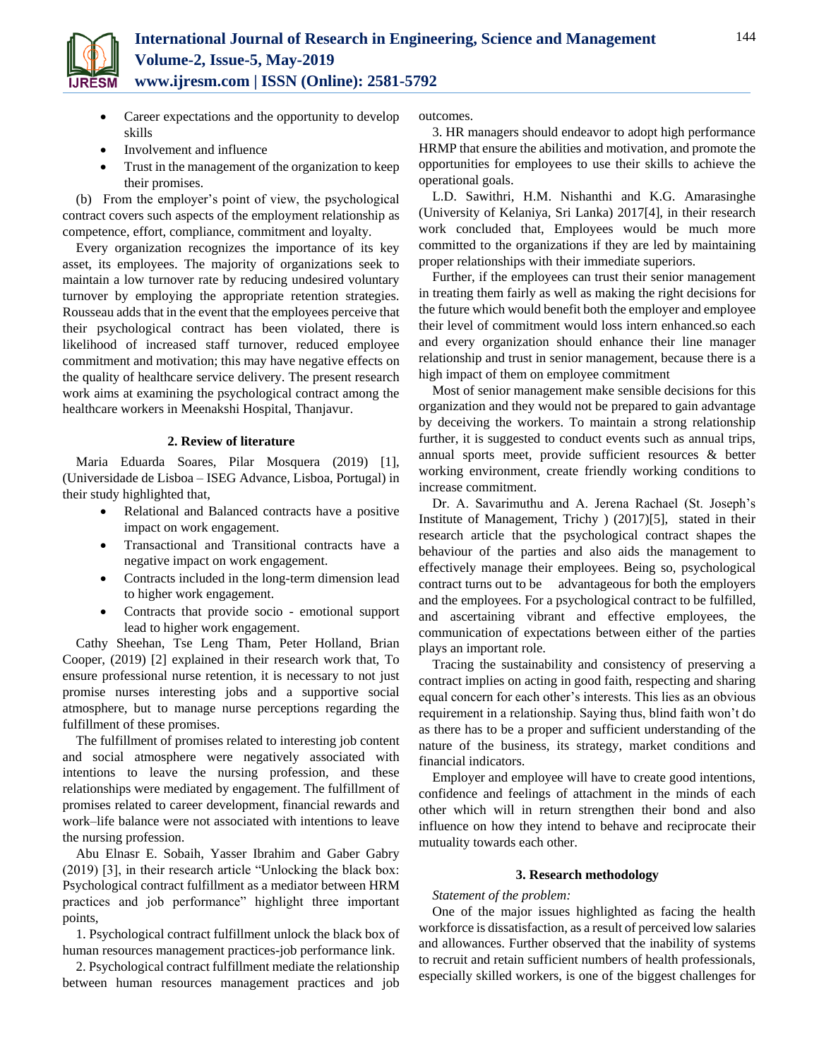- Career expectations and the opportunity to develop skills
- Involvement and influence
- Trust in the management of the organization to keep their promises.

(b) From the employer's point of view, the psychological contract covers such aspects of the employment relationship as competence, effort, compliance, commitment and loyalty.

Every organization recognizes the importance of its key asset, its employees. The majority of organizations seek to maintain a low turnover rate by reducing undesired voluntary turnover by employing the appropriate retention strategies. Rousseau adds that in the event that the employees perceive that their psychological contract has been violated, there is likelihood of increased staff turnover, reduced employee commitment and motivation; this may have negative effects on the quality of healthcare service delivery. The present research work aims at examining the psychological contract among the healthcare workers in Meenakshi Hospital, Thanjavur.

## 2. Review of literature

Maria Eduarda Soares, Pilar Mosquera (2019) [1], (Universidade de Lisboa – ISEG Advance, Lisboa, Portugal) in their study highlighted that,

- Relational and Balanced contracts have a positive impact on work engagement.
- Transactional and Transitional contracts have a negative impact on work engagement.
- Contracts included in the long-term dimension lead to higher work engagement.
- Contracts that provide socio - emotional support lead to higher work engagement.

Cathy Sheehan, Tse Leng Tham, Peter Holland, Brian Cooper, (2019) [2] explained in their research work that, To ensure professional nurse retention, it is necessary to not just promise nurses interesting jobs and a supportive social atmosphere, but to manage nurse perceptions regarding the fulfillment of these promises.

The fulfillment of promises related to interesting job content and social atmosphere were negatively associated with intentions to leave the nursing profession, and these relationships were mediated by engagement. The fulfillment of promises related to career development, financial rewards and work–life balance were not associated with intentions to leave the nursing profession.

Abu Elnasr E. Sobaih, Yasser Ibrahim and Gaber Gabry (2019) [3], in their research article "Unlocking the black box: Psychological contract fulfillment as a mediator between HRM practices and job performance" highlight three important points,

1. Psychological contract fulfillment unlock the black box of human resources management practices-job performance link.

2. Psychological contract fulfillment mediate the relationship between human resources management practices and job outcomes.

3. HR managers should endeavor to adopt high performance HRMP that ensure the abilities and motivation, and promote the opportunities for employees to use their skills to achieve the operational goals.

L.D. Sawithri, H.M. Nishanthi and K.G. Amarasinghe (University of Kelaniya, Sri Lanka) 2017[4], in their research work concluded that, Employees would be much more committed to the organizations if they are led by maintaining proper relationships with their immediate superiors.

Further, if the employees can trust their senior management in treating them fairly as well as making the right decisions for the future which would benefit both the employer and employee their level of commitment would loss intern enhanced.so each and every organization should enhance their line manager relationship and trust in senior management, because there is a high impact of them on employee commitment

Most of senior management make sensible decisions for this organization and they would not be prepared to gain advantage by deceiving the workers. To maintain a strong relationship further, it is suggested to conduct events such as annual trips, annual sports meet, provide sufficient resources & better working environment, create friendly working conditions to increase commitment.

Dr. A. Savarimuthu and A. Jerena Rachael (St. Joseph's Institute of Management, Trichy ) (2017)[5], stated in their research article that the psychological contract shapes the behaviour of the parties and also aids the management to effectively manage their employees. Being so, psychological contract turns out to be advantageous for both the employers and the employees. For a psychological contract to be fulfilled, and ascertaining vibrant and effective employees, the communication of expectations between either of the parties plays an important role.

Tracing the sustainability and consistency of preserving a contract implies on acting in good faith, respecting and sharing equal concern for each other's interests. This lies as an obvious requirement in a relationship. Saying thus, blind faith won't do as there has to be a proper and sufficient understanding of the nature of the business, its strategy, market conditions and financial indicators.

Employer and employee will have to create good intentions, confidence and feelings of attachment in the minds of each other which will in return strengthen their bond and also influence on how they intend to behave and reciprocate their mutuality towards each other.

## 3. Research methodology

*Statement of the problem:*

One of the major issues highlighted as facing the health workforce is dissatisfaction, as a result of perceived low salaries and allowances. Further observed that the inability of systems to recruit and retain sufficient numbers of health professionals, especially skilled workers, is one of the biggest challenges for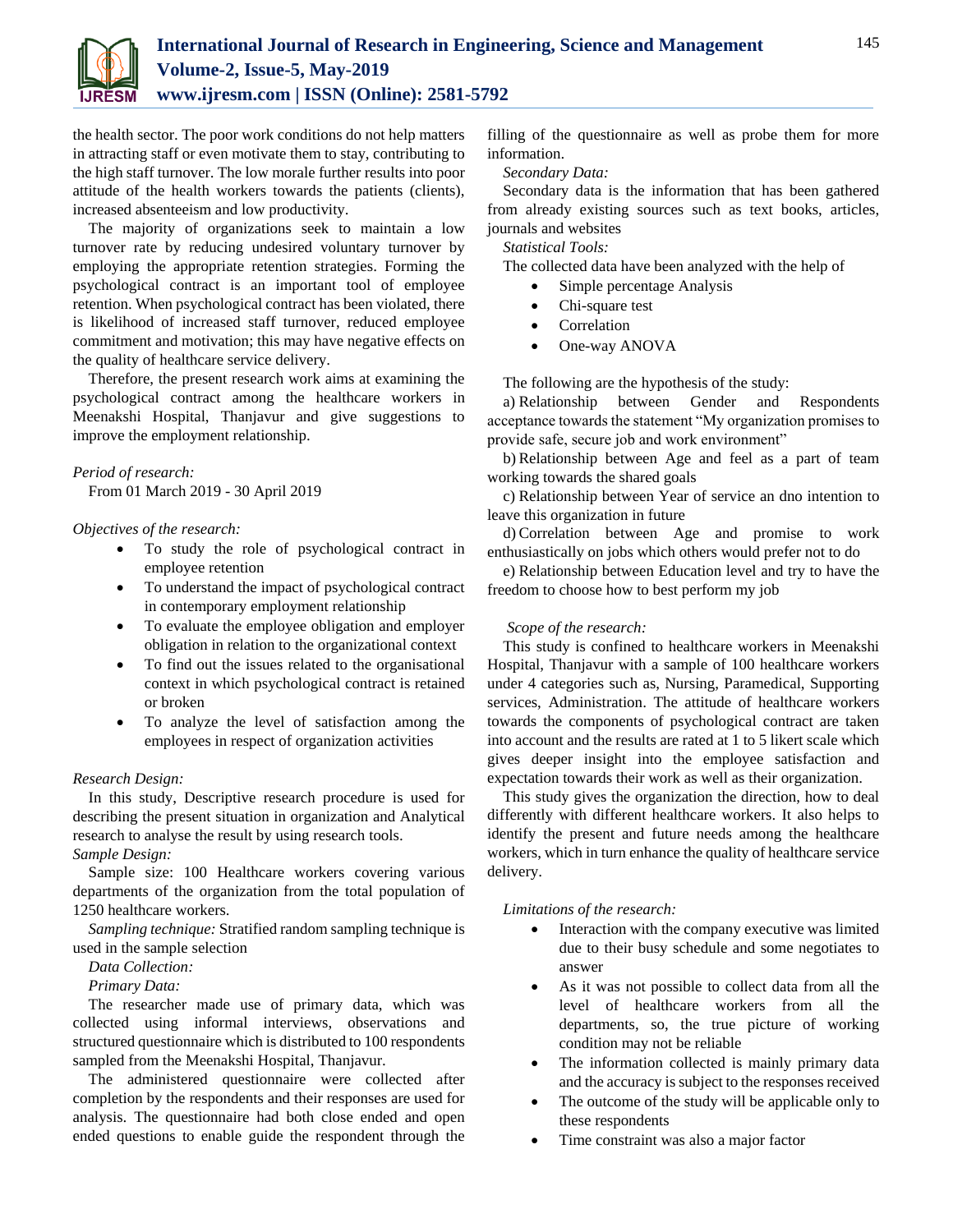the health sector. The poor work conditions do not help matters in attracting staff or even motivate them to stay, contributing to the high staff turnover. The low morale further results into poor attitude of the health workers towards the patients (clients), increased absenteeism and low productivity.

The majority of organizations seek to maintain a low turnover rate by reducing undesired voluntary turnover by employing the appropriate retention strategies. Forming the psychological contract is an important tool of employee retention. When psychological contract has been violated, there is likelihood of increased staff turnover, reduced employee commitment and motivation; this may have negative effects on the quality of healthcare service delivery.

Therefore, the present research work aims at examining the psychological contract among the healthcare workers in Meenakshi Hospital, Thanjavur and give suggestions to improve the employment relationship.

*Period of research:*

From 01 March 2019 - 30 April 2019

*Objectives of the research:*

- To study the role of psychological contract in employee retention
- To understand the impact of psychological contract in contemporary employment relationship
- To evaluate the employee obligation and employer obligation in relation to the organizational context
- To find out the issues related to the organisational context in which psychological contract is retained or broken
- To analyze the level of satisfaction among the employees in respect of organization activities

*Research Design:*

In this study, Descriptive research procedure is used for describing the present situation in organization and Analytical research to analyse the result by using research tools.

*Sample Design:*

Sample size: 100 Healthcare workers covering various departments of the organization from the total population of 1250 healthcare workers.

*Sampling technique:* Stratified random sampling technique is used in the sample selection

*Data Collection:*

*Primary Data:*

The researcher made use of primary data, which was collected using informal interviews, observations and structured questionnaire which is distributed to 100 respondents sampled from the Meenakshi Hospital, Thanjavur.

The administered questionnaire were collected after completion by the respondents and their responses are used for analysis. The questionnaire had both close ended and open ended questions to enable guide the respondent through the filling of the questionnaire as well as probe them for more information.

*Secondary Data:*

Secondary data is the information that has been gathered from already existing sources such as text books, articles, journals and websites

*Statistical Tools:*

The collected data have been analyzed with the help of

- Simple percentage Analysis
- Chi-square test
- Correlation
- One-way ANOVA

The following are the hypothesis of the study:

a) Relationship between Gender and Respondents acceptance towards the statement "My organization promises to provide safe, secure job and work environment"

b) Relationship between Age and feel as a part of team working towards the shared goals

c) Relationship between Year of service an dno intention to leave this organization in future

d) Correlation between Age and promise to work enthusiastically on jobs which others would prefer not to do

e) Relationship between Education level and try to have the freedom to choose how to best perform my job

*Scope of the research:*

This study is confined to healthcare workers in Meenakshi Hospital, Thanjavur with a sample of 100 healthcare workers under 4 categories such as, Nursing, Paramedical, Supporting services, Administration. The attitude of healthcare workers towards the components of psychological contract are taken into account and the results are rated at 1 to 5 likert scale which gives deeper insight into the employee satisfaction and expectation towards their work as well as their organization.

This study gives the organization the direction, how to deal differently with different healthcare workers. It also helps to identify the present and future needs among the healthcare workers, which in turn enhance the quality of healthcare service delivery.

*Limitations of the research:*

- Interaction with the company executive was limited due to their busy schedule and some negotiates to answer
- As it was not possible to collect data from all the level of healthcare workers from all the departments, so, the true picture of working condition may not be reliable
- The information collected is mainly primary data and the accuracy is subject to the responses received
- The outcome of the study will be applicable only to these respondents
- Time constraint was also a major factor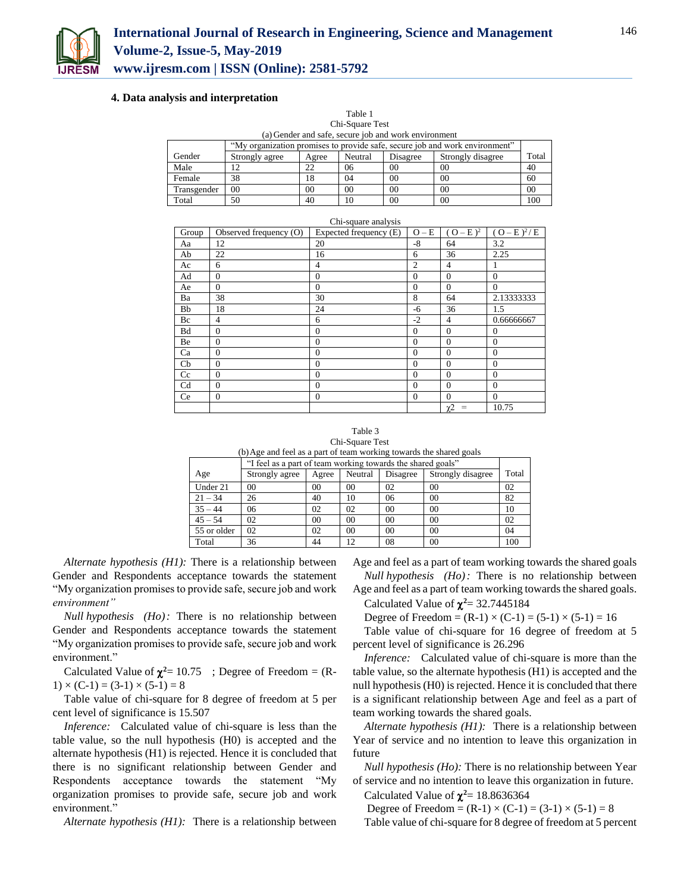### 4. Data analysis and interpretation

Table 1
Chi-Square Test
(a) Gender and safe, secure job and work environment

| Gender | "My organization promises to provide safe, secure job and work environment" | | | | | Total |
|---|---|---|---|---|---|---|
| | Strongly agree | Agree | Neutral | Disagree | Strongly disagree | |
| Male | 12 | 22 | 06 | 00 | 00 | 40 |
| Female | 38 | 18 | 04 | 00 | 00 | 60 |
| Transgender | 00 | 00 | 00 | 00 | 00 | 00 |
| Total | 50 | 40 | 10 | 00 | 00 | 100 |

Chi-square analysis

| Group | Observed frequency (O) | Expected frequency (E) | O – E | $(O-E)^2$ | $(O-E)^2/E$ |
|---|---|---|---|---|---|
| Aa | 12 | 20 | -8 | 64 | 3.2 |
| Ab | 22 | 16 | 6 | 36 | 2.25 |
| Ac | 6 | 4 | 2 | 4 | 1 |
| Ad | 0 | 0 | 0 | 0 | 0 |
| Ae | 0 | 0 | 0 | 0 | 0 |
| Ba | 38 | 30 | 8 | 64 | 2.13333333 |
| Bb | 18 | 24 | -6 | 36 | 1.5 |
| Bc | 4 | 6 | -2 | 4 | 0.66666667 |
| Bd | 0 | 0 | 0 | 0 | 0 |
| Be | 0 | 0 | 0 | 0 | 0 |
| Ca | 0 | 0 | 0 | 0 | 0 |
| Cb | 0 | 0 | 0 | 0 | 0 |
| Cc | 0 | 0 | 0 | 0 | 0 |
| Cd | 0 | 0 | 0 | 0 | 0 |
| Ce | 0 | 0 | 0 | 0 | 0 |
| | | | | $\chi2$ = | 10.75 |

Table 3
Chi-Square Test
(b) Age and feel as a part of team working towards the shared goals

| Age | "I feel as a part of team working towards the shared goals" | | | | | Total |
|---|---|---|---|---|---|---|
| | Strongly agree | Agree | Neutral | Disagree | Strongly disagree | |
| Under 21 | 00 | 00 | 00 | 02 | 00 | 02 |
| 21 – 34 | 26 | 40 | 10 | 06 | 00 | 82 |
| 35 – 44 | 06 | 02 | 02 | 00 | 00 | 10 |
| 45 – 54 | 02 | 00 | 00 | 00 | 00 | 02 |
| 55 or older | 02 | 02 | 00 | 00 | 00 | 04 |
| Total | 36 | 44 | 12 | 08 | 00 | 100 |

*Alternate hypothesis (H1):* There is a relationship between Gender and Respondents acceptance towards the statement "My organization promises to provide safe, secure job and work *environment"*

*Null hypothesis (Ho):* There is no relationship between Gender and Respondents acceptance towards the statement "My organization promises to provide safe, secure job and work environment."

Calculated Value of $\chi^2$= 10.75 ; Degree of Freedom = (R-1) × (C-1) = (3-1) × (5-1) = 8

Table value of chi-square for 8 degree of freedom at 5 per cent level of significance is 15.507

*Inference:* Calculated value of chi-square is less than the table value, so the null hypothesis (H0) is accepted and the alternate hypothesis (H1) is rejected. Hence it is concluded that there is no significant relationship between Gender and Respondents acceptance towards the statement "My organization promises to provide safe, secure job and work environment."

*Alternate hypothesis (H1):* There is a relationship between Age and feel as a part of team working towards the shared goals

*Null hypothesis (Ho):* There is no relationship between Age and feel as a part of team working towards the shared goals.

Calculated Value of $\chi^2$= 32.7445184

Degree of Freedom = (R-1) × (C-1) = (5-1) × (5-1) = 16

Table value of chi-square for 16 degree of freedom at 5 percent level of significance is 26.296

*Inference:* Calculated value of chi-square is more than the table value, so the alternate hypothesis (H1) is accepted and the null hypothesis (H0) is rejected. Hence it is concluded that there is a significant relationship between Age and feel as a part of team working towards the shared goals.

*Alternate hypothesis (H1):* There is a relationship between Year of service and no intention to leave this organization in future

*Null hypothesis (Ho):* There is no relationship between Year of service and no intention to leave this organization in future.

Calculated Value of $\chi^2$= 18.8636364

Degree of Freedom = (R-1) × (C-1) = (3-1) × (5-1) = 8

Table value of chi-square for 8 degree of freedom at 5 percent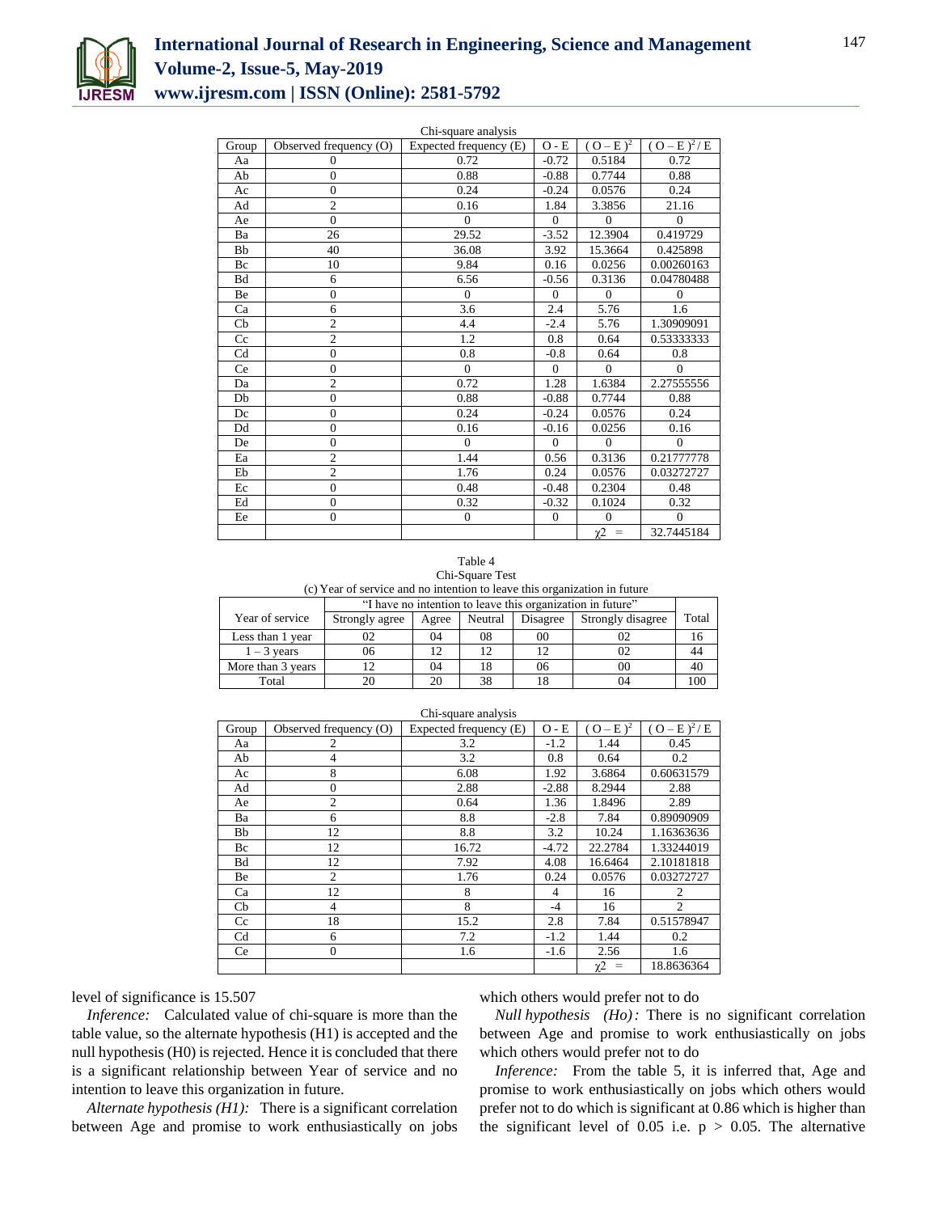Chi-square analysis

| Group | Observed frequency (O) | Expected frequency (E) | O - E | $( O – E )^2$ | $( O – E )^2 / E$ |
|---|---|---|---|---|---|
| Aa | 0 | 0.72 | -0.72 | 0.5184 | 0.72 |
| Ab | 0 | 0.88 | -0.88 | 0.7744 | 0.88 |
| Ac | 0 | 0.24 | -0.24 | 0.0576 | 0.24 |
| Ad | 2 | 0.16 | 1.84 | 3.3856 | 21.16 |
| Ae | 0 | 0 | 0 | 0 | 0 |
| Ba | 26 | 29.52 | -3.52 | 12.3904 | 0.419729 |
| Bb | 40 | 36.08 | 3.92 | 15.3664 | 0.425898 |
| Bc | 10 | 9.84 | 0.16 | 0.0256 | 0.00260163 |
| Bd | 6 | 6.56 | -0.56 | 0.3136 | 0.04780488 |
| Be | 0 | 0 | 0 | 0 | 0 |
| Ca | 6 | 3.6 | 2.4 | 5.76 | 1.6 |
| Cb | 2 | 4.4 | -2.4 | 5.76 | 1.30909091 |
| Cc | 2 | 1.2 | 0.8 | 0.64 | 0.53333333 |
| Cd | 0 | 0.8 | -0.8 | 0.64 | 0.8 |
| Ce | 0 | 0 | 0 | 0 | 0 |
| Da | 2 | 0.72 | 1.28 | 1.6384 | 2.27555556 |
| Db | 0 | 0.88 | -0.88 | 0.7744 | 0.88 |
| Dc | 0 | 0.24 | -0.24 | 0.0576 | 0.24 |
| Dd | 0 | 0.16 | -0.16 | 0.0256 | 0.16 |
| De | 0 | 0 | 0 | 0 | 0 |
| Ea | 2 | 1.44 | 0.56 | 0.3136 | 0.21777778 |
| Eb | 2 | 1.76 | 0.24 | 0.0576 | 0.03272727 |
| Ec | 0 | 0.48 | -0.48 | 0.2304 | 0.48 |
| Ed | 0 | 0.32 | -0.32 | 0.1024 | 0.32 |
| Ee | 0 | 0 | 0 | 0 | 0 |
| | | | | $\chi2$ = | 32.7445184 |

Table 4
Chi-Square Test
(c) Year of service and no intention to leave this organization in future

| Year of service | "I have no intention to leave this organization in future" | | | | | Total |
|---|---|---|---|---|---|---|
| | Strongly agree | Agree | Neutral | Disagree | Strongly disagree | |
| Less than 1 year | 02 | 04 | 08 | 00 | 02 | 16 |
| 1 – 3 years | 06 | 12 | 12 | 12 | 02 | 44 |
| More than 3 years | 12 | 04 | 18 | 06 | 00 | 40 |
| Total | 20 | 20 | 38 | 18 | 04 | 100 |

Chi-square analysis

| Group | Observed frequency (O) | Expected frequency (E) | O - E | $( O – E )^2$ | $( O – E )^2 / E$ |
|---|---|---|---|---|---|
| Aa | 2 | 3.2 | -1.2 | 1.44 | 0.45 |
| Ab | 4 | 3.2 | 0.8 | 0.64 | 0.2 |
| Ac | 8 | 6.08 | 1.92 | 3.6864 | 0.60631579 |
| Ad | 0 | 2.88 | -2.88 | 8.2944 | 2.88 |
| Ae | 2 | 0.64 | 1.36 | 1.8496 | 2.89 |
| Ba | 6 | 8.8 | -2.8 | 7.84 | 0.89090909 |
| Bb | 12 | 8.8 | 3.2 | 10.24 | 1.16363636 |
| Bc | 12 | 16.72 | -4.72 | 22.2784 | 1.33244019 |
| Bd | 12 | 7.92 | 4.08 | 16.6464 | 2.10181818 |
| Be | 2 | 1.76 | 0.24 | 0.0576 | 0.03272727 |
| Ca | 12 | 8 | 4 | 16 | 2 |
| Cb | 4 | 8 | -4 | 16 | 2 |
| Cc | 18 | 15.2 | 2.8 | 7.84 | 0.51578947 |
| Cd | 6 | 7.2 | -1.2 | 1.44 | 0.2 |
| Ce | 0 | 1.6 | -1.6 | 2.56 | 1.6 |
| | | | | $\chi2$ = | 18.8636364 |

level of significance is 15.507

*Inference:* Calculated value of chi-square is more than the table value, so the alternate hypothesis (H1) is accepted and the null hypothesis (H0) is rejected. Hence it is concluded that there is a significant relationship between Year of service and no intention to leave this organization in future.

*Alternate hypothesis (H1):* There is a significant correlation between Age and promise to work enthusiastically on jobs which others would prefer not to do

*Null hypothesis (Ho):* There is no significant correlation between Age and promise to work enthusiastically on jobs which others would prefer not to do

*Inference:* From the table 5, it is inferred that, Age and promise to work enthusiastically on jobs which others would prefer not to do which is significant at 0.86 which is higher than the significant level of 0.05 i.e. $p > 0.05$. The alternative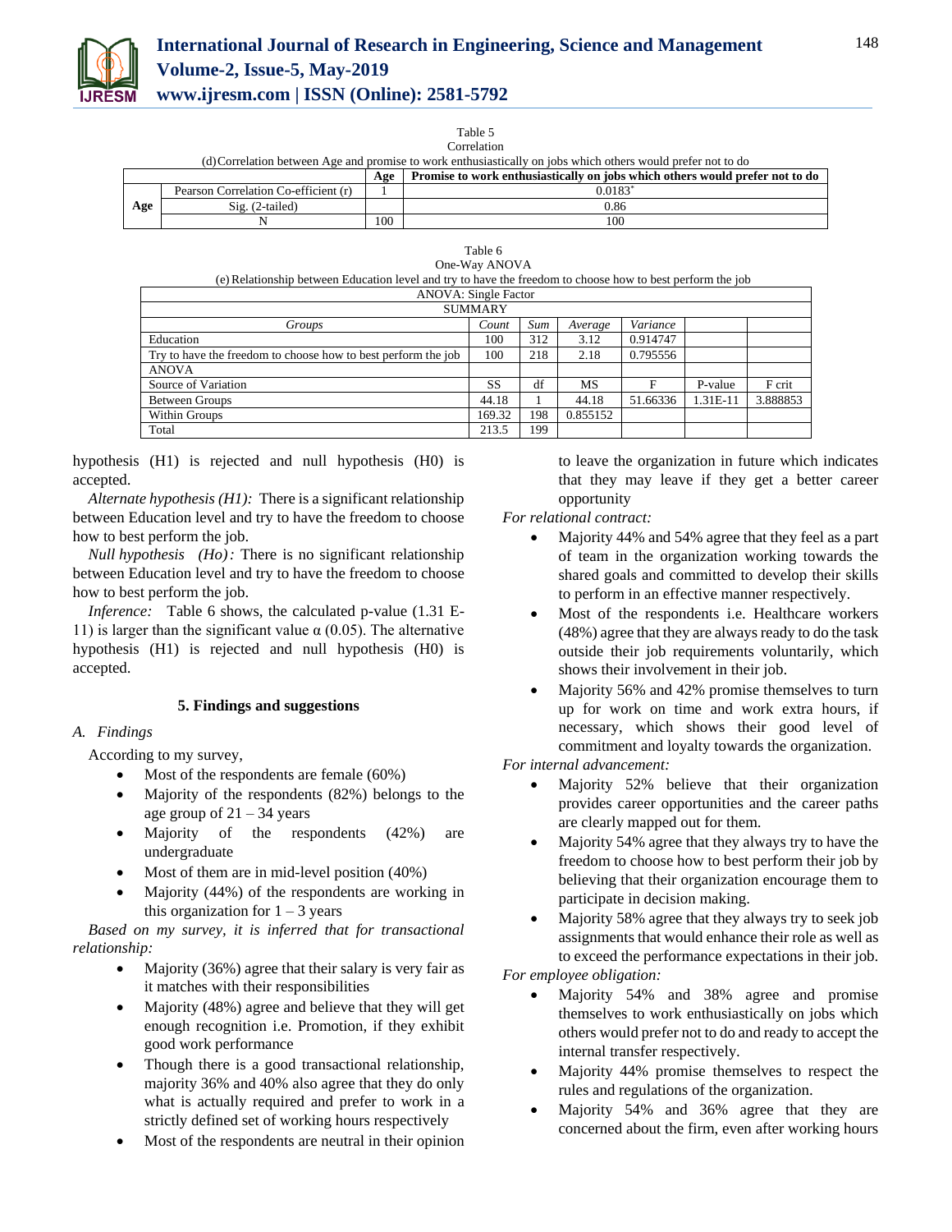Table 5

Correlation

(d) Correlation between Age and promise to work enthusiastically on jobs which others would prefer not to do

| | | Age | Promise to work enthusiastically on jobs which others would prefer not to do |
|---|---|---|---|
| Age | Pearson Correlation Co-efficient (r) | 1 | 0.0183* |
| | Sig. (2-tailed) | | 0.86 |
| | N | 100 | 100 |

Table 6

One-Way ANOVA

(e) Relationship between Education level and try to have the freedom to choose how to best perform the job

| ANOVA: Single Factor | | | | | | |
|---|---|---|---|---|---|---|
| SUMMARY | | | | | | |
| *Groups* | *Count* | *Sum* | *Average* | *Variance* | | |
| Education | 100 | 312 | 3.12 | 0.914747 | | |
| Try to have the freedom to choose how to best perform the job | 100 | 218 | 2.18 | 0.795556 | | |
| ANOVA | | | | | | |
| Source of Variation | SS | df | MS | F | P-value | F crit |
| Between Groups | 44.18 | 1 | 44.18 | 51.66336 | 1.31E-11 | 3.888853 |
| Within Groups | 169.32 | 198 | 0.855152 | | | |
| Total | 213.5 | 199 | | | | |

hypothesis (H1) is rejected and null hypothesis (H0) is accepted.

*Alternate hypothesis (H1):* There is a significant relationship between Education level and try to have the freedom to choose how to best perform the job.

*Null hypothesis (Ho):* There is no significant relationship between Education level and try to have the freedom to choose how to best perform the job.

*Inference:* Table 6 shows, the calculated p-value (1.31 E-11) is larger than the significant value α (0.05). The alternative hypothesis (H1) is rejected and null hypothesis (H0) is accepted.

## 5. Findings and suggestions

### A. Findings

According to my survey,

- Most of the respondents are female (60%)
- Majority of the respondents (82%) belongs to the age group of 21 – 34 years
- Majority of the respondents (42%) are undergraduate
- Most of them are in mid-level position (40%)
- Majority (44%) of the respondents are working in this organization for 1 – 3 years

*Based on my survey, it is inferred that for transactional relationship:*

- Majority (36%) agree that their salary is very fair as it matches with their responsibilities
- Majority (48%) agree and believe that they will get enough recognition i.e. Promotion, if they exhibit good work performance
- Though there is a good transactional relationship, majority 36% and 40% also agree that they do only what is actually required and prefer to work in a strictly defined set of working hours respectively
- Most of the respondents are neutral in their opinion to leave the organization in future which indicates that they may leave if they get a better career opportunity

*For relational contract:*

- Majority 44% and 54% agree that they feel as a part of team in the organization working towards the shared goals and committed to develop their skills to perform in an effective manner respectively.
- Most of the respondents i.e. Healthcare workers (48%) agree that they are always ready to do the task outside their job requirements voluntarily, which shows their involvement in their job.
- Majority 56% and 42% promise themselves to turn up for work on time and work extra hours, if necessary, which shows their good level of commitment and loyalty towards the organization.

*For internal advancement:*

- Majority 52% believe that their organization provides career opportunities and the career paths are clearly mapped out for them.
- Majority 54% agree that they always try to have the freedom to choose how to best perform their job by believing that their organization encourage them to participate in decision making.
- Majority 58% agree that they always try to seek job assignments that would enhance their role as well as to exceed the performance expectations in their job.

*For employee obligation:*

- Majority 54% and 38% agree and promise themselves to work enthusiastically on jobs which others would prefer not to do and ready to accept the internal transfer respectively.
- Majority 44% promise themselves to respect the rules and regulations of the organization.
- Majority 54% and 36% agree that they are concerned about the firm, even after working hours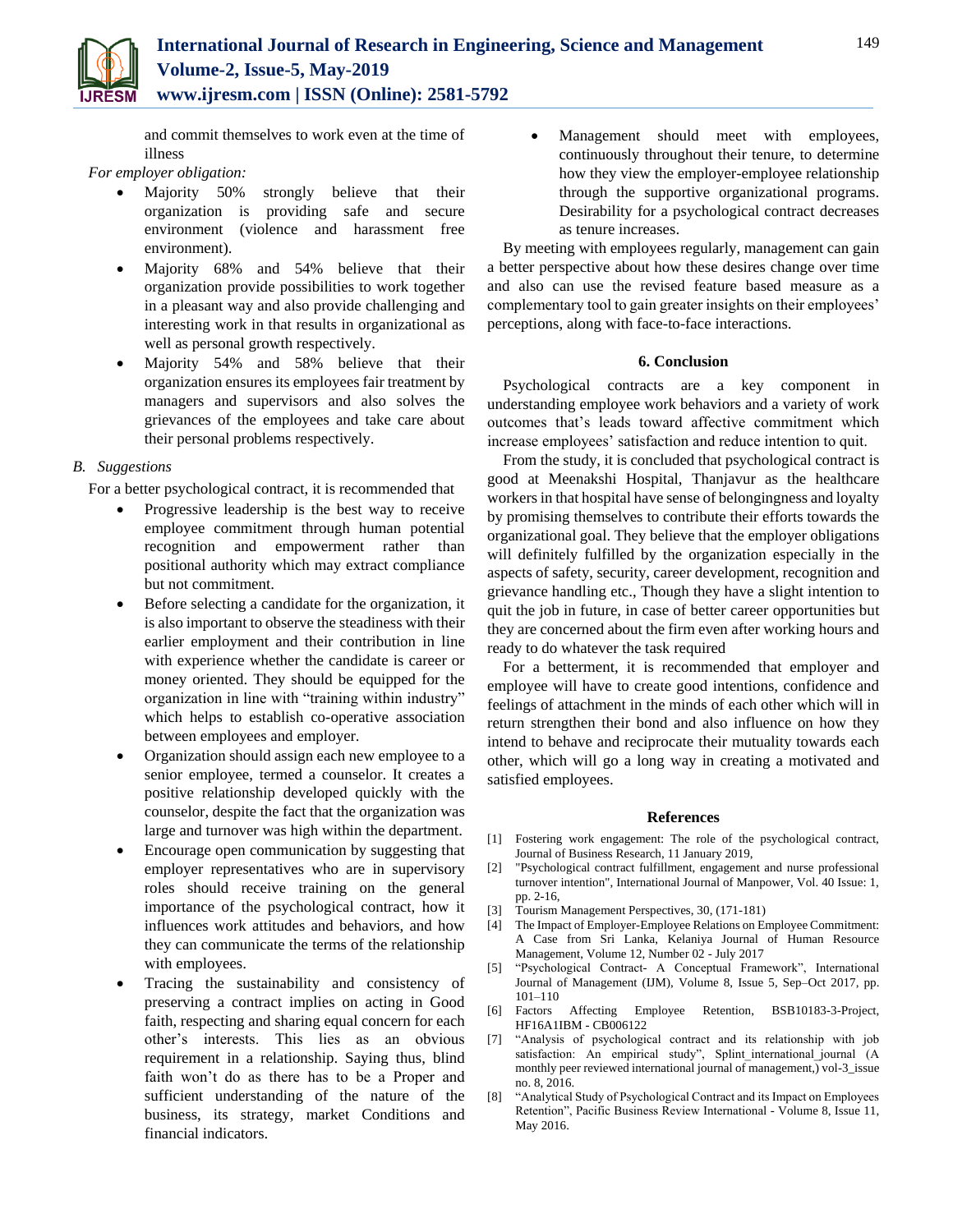and commit themselves to work even at the time of illness

*For employer obligation:*

- Majority 50% strongly believe that their organization is providing safe and secure environment (violence and harassment free environment).
- Majority 68% and 54% believe that their organization provide possibilities to work together in a pleasant way and also provide challenging and interesting work in that results in organizational as well as personal growth respectively.
- Majority 54% and 58% believe that their organization ensures its employees fair treatment by managers and supervisors and also solves the grievances of the employees and take care about their personal problems respectively.

### *B. Suggestions*

For a better psychological contract, it is recommended that

- Progressive leadership is the best way to receive employee commitment through human potential recognition and empowerment rather than positional authority which may extract compliance but not commitment.
- Before selecting a candidate for the organization, it is also important to observe the steadiness with their earlier employment and their contribution in line with experience whether the candidate is career or money oriented. They should be equipped for the organization in line with "training within industry" which helps to establish co-operative association between employees and employer.
- Organization should assign each new employee to a senior employee, termed a counselor. It creates a positive relationship developed quickly with the counselor, despite the fact that the organization was large and turnover was high within the department.
- Encourage open communication by suggesting that employer representatives who are in supervisory roles should receive training on the general importance of the psychological contract, how it influences work attitudes and behaviors, and how they can communicate the terms of the relationship with employees.
- Tracing the sustainability and consistency of preserving a contract implies on acting in Good faith, respecting and sharing equal concern for each other's interests. This lies as an obvious requirement in a relationship. Saying thus, blind faith won't do as there has to be a Proper and sufficient understanding of the nature of the business, its strategy, market Conditions and financial indicators.
- Management should meet with employees, continuously throughout their tenure, to determine how they view the employer-employee relationship through the supportive organizational programs. Desirability for a psychological contract decreases as tenure increases.

By meeting with employees regularly, management can gain a better perspective about how these desires change over time and also can use the revised feature based measure as a complementary tool to gain greater insights on their employees' perceptions, along with face-to-face interactions.

## 6. Conclusion

Psychological contracts are a key component in understanding employee work behaviors and a variety of work outcomes that's leads toward affective commitment which increase employees' satisfaction and reduce intention to quit.

From the study, it is concluded that psychological contract is good at Meenakshi Hospital, Thanjavur as the healthcare workers in that hospital have sense of belongingness and loyalty by promising themselves to contribute their efforts towards the organizational goal. They believe that the employer obligations will definitely fulfilled by the organization especially in the aspects of safety, security, career development, recognition and grievance handling etc., Though they have a slight intention to quit the job in future, in case of better career opportunities but they are concerned about the firm even after working hours and ready to do whatever the task required

For a betterment, it is recommended that employer and employee will have to create good intentions, confidence and feelings of attachment in the minds of each other which will in return strengthen their bond and also influence on how they intend to behave and reciprocate their mutuality towards each other, which will go a long way in creating a motivated and satisfied employees.

## References

[1] Fostering work engagement: The role of the psychological contract, Journal of Business Research, 11 January 2019,

[2] "Psychological contract fulfillment, engagement and nurse professional turnover intention", International Journal of Manpower, Vol. 40 Issue: 1, pp. 2-16,

[3] Tourism Management Perspectives, 30, (171-181)

[4] The Impact of Employer-Employee Relations on Employee Commitment: A Case from Sri Lanka, Kelaniya Journal of Human Resource Management, Volume 12, Number 02 - July 2017

[5] "Psychological Contract- A Conceptual Framework", International Journal of Management (IJM), Volume 8, Issue 5, Sep–Oct 2017, pp. 101–110

[6] Factors Affecting Employee Retention, BSB10183-3-Project, HF16A1IBM - CB006122

[7] "Analysis of psychological contract and its relationship with job satisfaction: An empirical study", Splint_international_journal (A monthly peer reviewed international journal of management,) vol-3_issue no. 8, 2016.

[8] "Analytical Study of Psychological Contract and its Impact on Employees Retention", Pacific Business Review International - Volume 8, Issue 11, May 2016.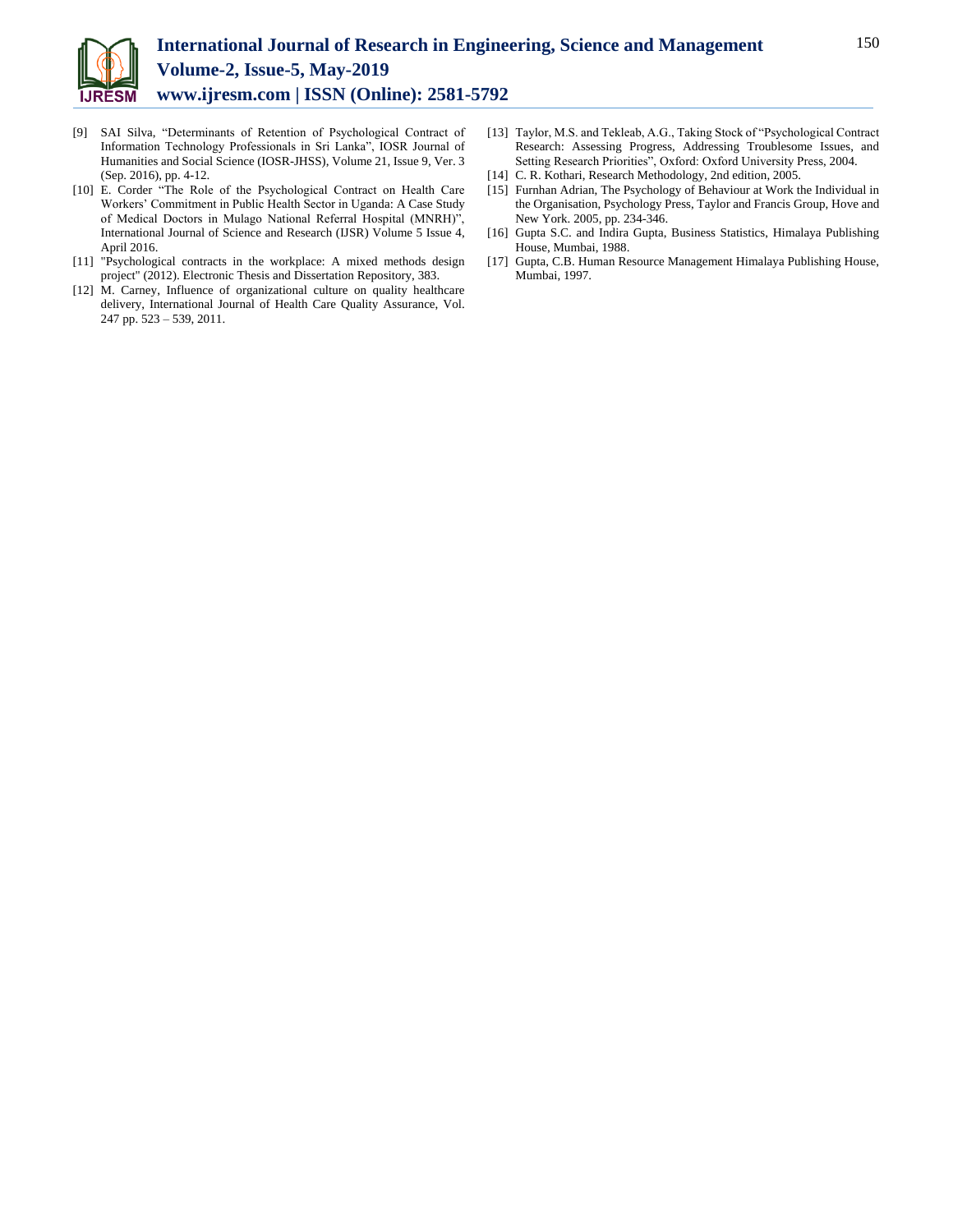[9] SAI Silva, “Determinants of Retention of Psychological Contract of Information Technology Professionals in Sri Lanka”, IOSR Journal of Humanities and Social Science (IOSR-JHSS), Volume 21, Issue 9, Ver. 3 (Sep. 2016), pp. 4-12.

[10] E. Corder “The Role of the Psychological Contract on Health Care Workers’ Commitment in Public Health Sector in Uganda: A Case Study of Medical Doctors in Mulago National Referral Hospital (MNRH)”, International Journal of Science and Research (IJSR) Volume 5 Issue 4, April 2016.

[11] "Psychological contracts in the workplace: A mixed methods design project" (2012). Electronic Thesis and Dissertation Repository, 383.

[12] M. Carney, Influence of organizational culture on quality healthcare delivery, International Journal of Health Care Quality Assurance, Vol. 247 pp. 523 – 539, 2011.

[13] Taylor, M.S. and Tekleab, A.G., Taking Stock of “Psychological Contract Research: Assessing Progress, Addressing Troublesome Issues, and Setting Research Priorities”, Oxford: Oxford University Press, 2004.

[14] C. R. Kothari, Research Methodology, 2nd edition, 2005.

[15] Furnhan Adrian, The Psychology of Behaviour at Work the Individual in the Organisation, Psychology Press, Taylor and Francis Group, Hove and New York. 2005, pp. 234-346.

[16] Gupta S.C. and Indira Gupta, Business Statistics, Himalaya Publishing House, Mumbai, 1988.

[17] Gupta, C.B. Human Resource Management Himalaya Publishing House, Mumbai, 1997.